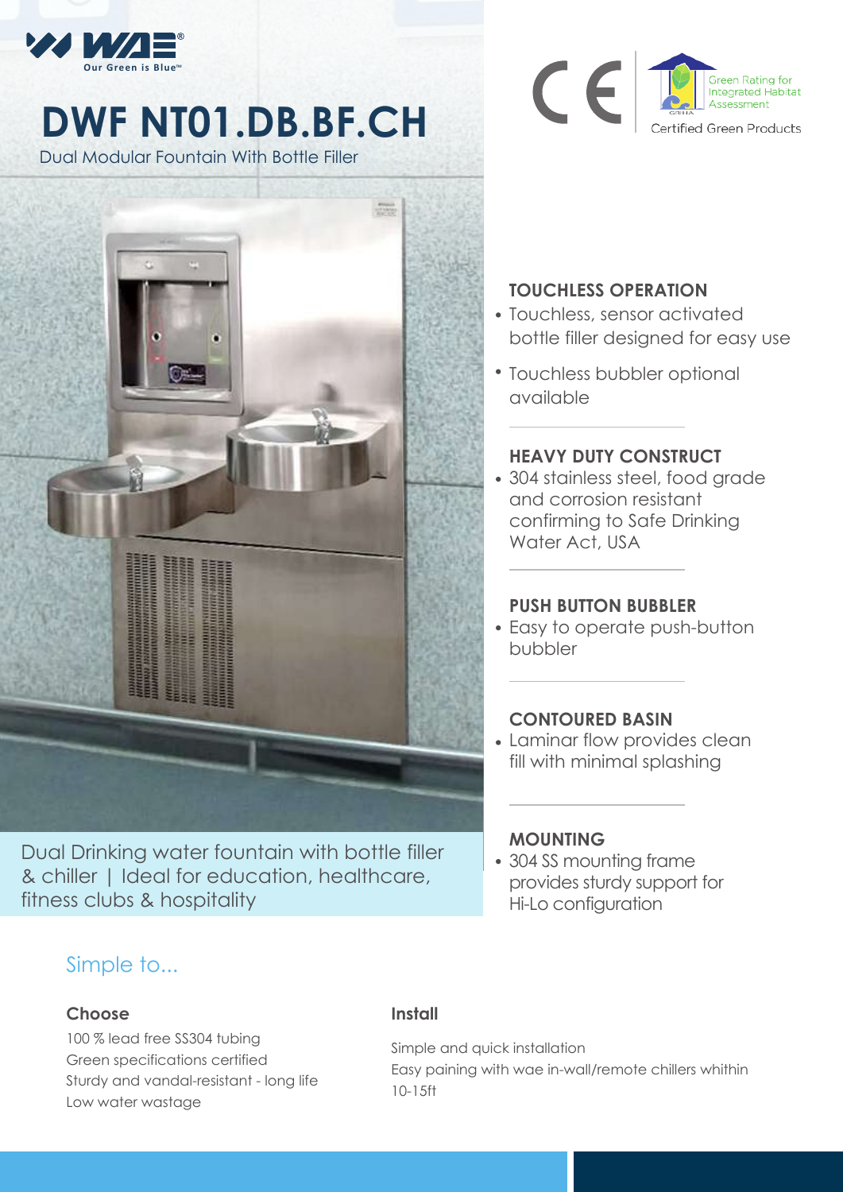WAE Our Green is Blue™

# DWF NT01.DB.BF.CH

Dual Modular Fountain With Bottle Filler

Green Rating for Integrated Habitat Assessment

Certified Green Products

### TOUCHLESS OPERATION

- Touchless, sensor activated bottle filler designed for easy use
- Touchless bubbler optional available

### HEAVY DUTY CONSTRUCT

- 304 stainless steel, food grade and corrosion resistant confirming to Safe Drinking Water Act, USA

### PUSH BUTTON BUBBLER

- Easy to operate push-button bubbler

### CONTOURED BASIN

- Laminar flow provides clean fill with minimal splashing

### MOUNTING

- 304 SS mounting frame provides sturdy support for Hi-Lo configuration

Dual Drinking water fountain with bottle filler & chiller | Ideal for education, healthcare, fitness clubs & hospitality

## Simple to...

### Choose

100 % lead free SS304 tubing
Green specifications certified
Sturdy and vandal-resistant - long life
Low water wastage

### Install

Simple and quick installation
Easy paining with wae in-wall/remote chillers whithin 10-15ft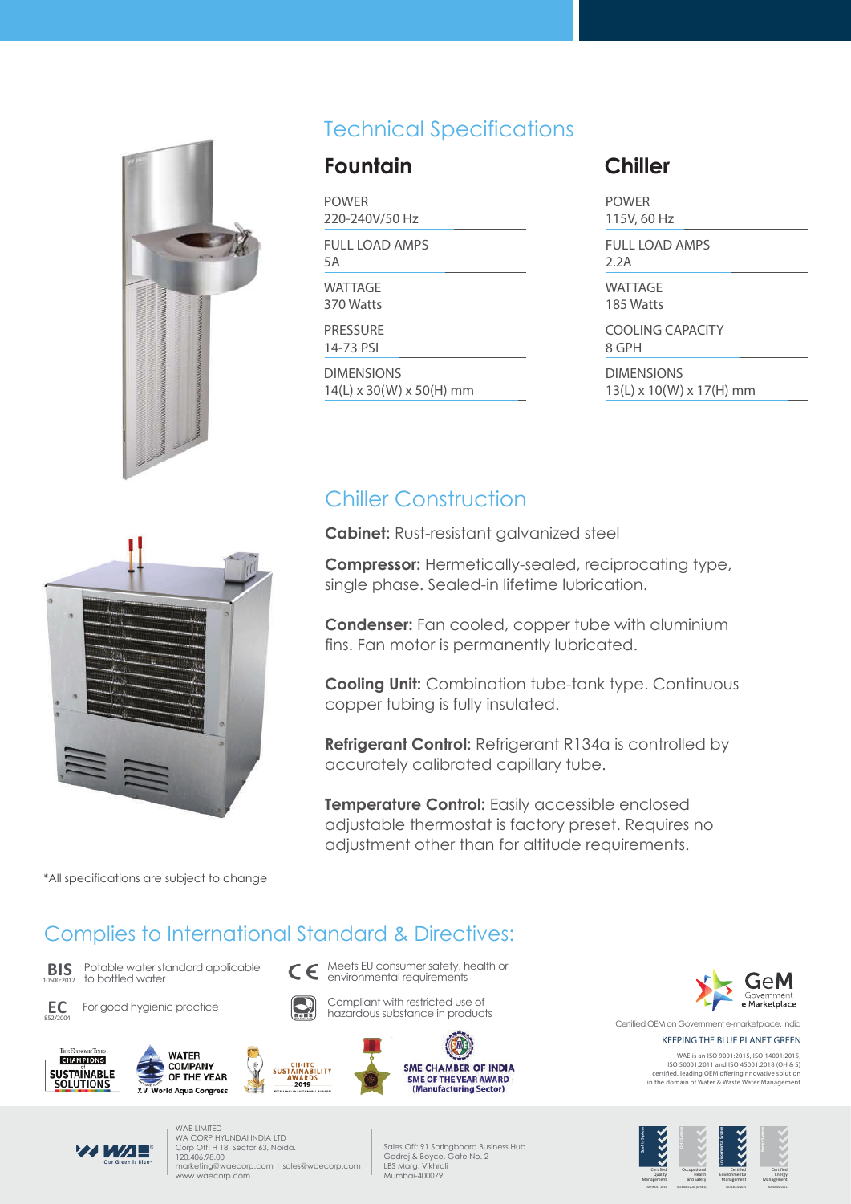# Technical Specifications

## Fountain

| | |
|---|---|
| POWER | 220-240V/50 Hz |
| FULL LOAD AMPS | 5A |
| WATTAGE | 370 Watts |
| PRESSURE | 14-73 PSI |
| DIMENSIONS | 14(L) x 30(W) x 50(H) mm |

## Chiller

| | |
|---|---|
| POWER | 115V, 60 Hz |
| FULL LOAD AMPS | 2.2A |
| WATTAGE | 185 Watts |
| COOLING CAPACITY | 8 GPH |
| DIMENSIONS | 13(L) x 10(W) x 17(H) mm |

# Chiller Construction

**Cabinet:** Rust-resistant galvanized steel

**Compressor:** Hermetically-sealed, reciprocating type, single phase. Sealed-in lifetime lubrication.

**Condenser:** Fan cooled, copper tube with aluminium fins. Fan motor is permanently lubricated.

**Cooling Unit:** Combination tube-tank type. Continuous copper tubing is fully insulated.

**Refrigerant Control:** Refrigerant R134a is controlled by accurately calibrated capillary tube.

**Temperature Control:** Easily accessible enclosed adjustable thermostat is factory preset. Requires no adjustment other than for altitude requirements.

*All specifications are subject to change

# Complies to International Standard & Directives:

- **BIS** 10500:2012 — Potable water standard applicable to bottled water
- **EC** 852/2004 — For good hygienic practice
- **CE** — Meets EU consumer safety, health or environmental requirements
- **RoHS** — Compliant with restricted use of hazardous substance in products

The Economic Times CHAMPIONS of SUSTAINABLE SOLUTIONS

WATER COMPANY OF THE YEAR — XV World Aqua Congress

CII-ITC SUSTAINABILITY AWARDS 2019

SME CHAMBER OF INDIA — SME OF THE YEAR AWARD (Manufacturing Sector)

GeM Government e Marketplace

Certified OEM on Government e-marketplace, India

KEEPING THE BLUE PLANET GREEN

WAE is an ISO 9001:2015, ISO 14001:2015, ISO 50001:2011 and ISO 45001:2018 (OH & S) certified, leading OEM offering nnovative solution in the domain of Water & Waste Water Management

WAE — Our Green is Blue

WAE LIMITED
WA CORP HYUNDAI INDIA LTD
Corp Off: H 18, Sector 63, Noida.
120.406.98.00
marketing@waecorp.com | sales@waecorp.com
www.waecorp.com

Sales Off: 91 Springboard Business Hub
Godrej & Boyce, Gate No. 2
LBS Marg, Vikhroli
Mumbai-400079